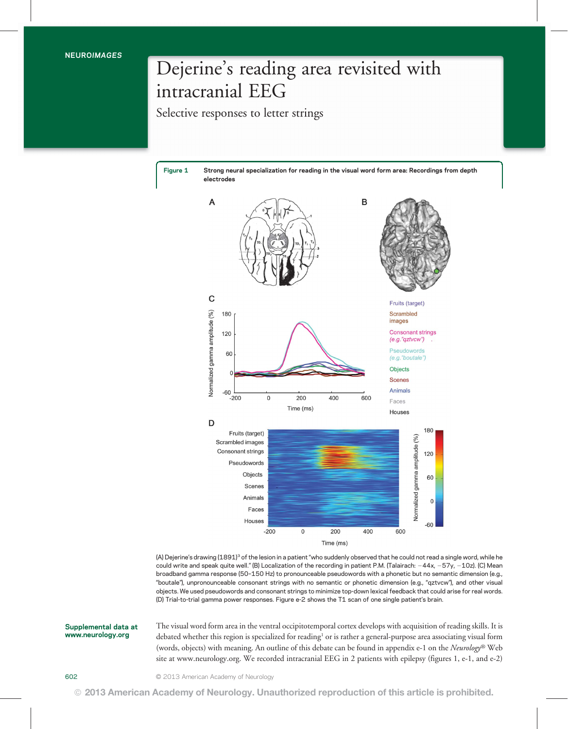NEURO*IMAGES*

# Dejerine's reading area revisited with intracranial EEG

## Selective responses to letter strings

**Figure 1** **Strong neural specialization for reading in the visual word form area: Recordings from depth electrodes**

(A) Dejerine's drawing (1891)[3] of the lesion in a patient "who suddenly observed that he could not read a single word, while he could write and speak quite well." (B) Localization of the recording in patient P.M. (Talairach: −44x, −57y, −10z). (C) Mean broadband gamma response (50–150 Hz) to pronounceable pseudowords with a phonetic but no semantic dimension (e.g., "boutale"), unpronounceable consonant strings with no semantic or phonetic dimension (e.g., "qztvcw"), and other visual objects. We used pseudowords and consonant strings to minimize top-down lexical feedback that could arise for real words. (D) Trial-to-trial gamma power responses. Figure e-2 shows the T1 scan of one single patient's brain.

**Supplemental data at www.neurology.org**

The visual word form area in the ventral occipitotemporal cortex develops with acquisition of reading skills. It is debated whether this region is specialized for reading[1] or is rather a general-purpose area associating visual form (words, objects) with meaning. An outline of this debate can be found in appendix e-1 on the *Neurology®* Web site at www.neurology.org. We recorded intracranial EEG in 2 patients with epilepsy (figures 1, e-1, and e-2)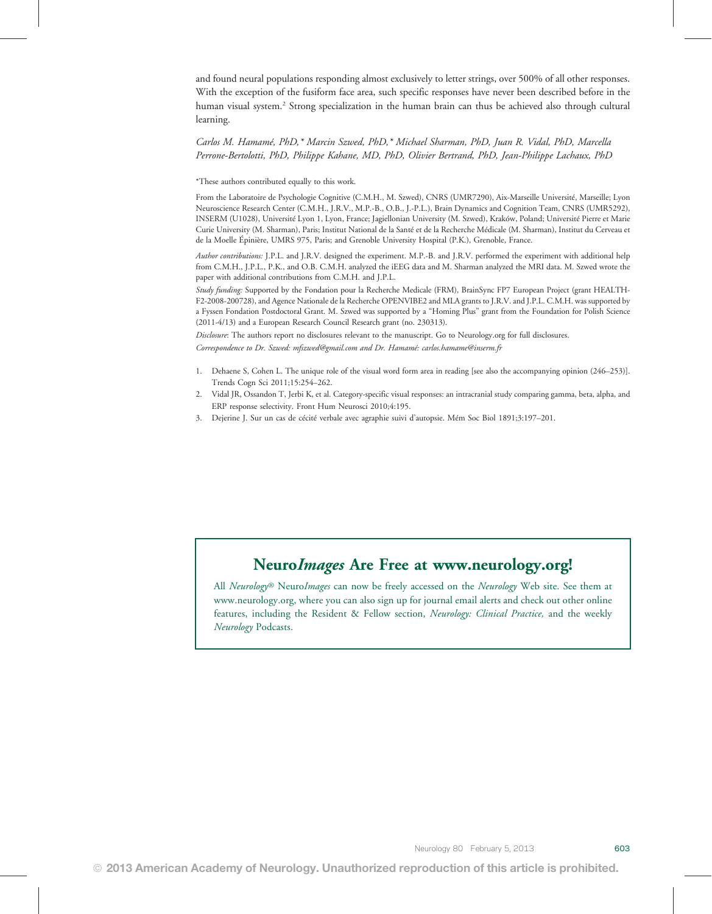and found neural populations responding almost exclusively to letter strings, over 500% of all other responses. With the exception of the fusiform face area, such specific responses have never been described before in the human visual system.[2] Strong specialization in the human brain can thus be achieved also through cultural learning.

*Carlos M. Hamamé, PhD,\* Marcin Szwed, PhD,\* Michael Sharman, PhD, Juan R. Vidal, PhD, Marcella Perrone-Bertolotti, PhD, Philippe Kahane, MD, PhD, Olivier Bertrand, PhD, Jean-Philippe Lachaux, PhD*

\*These authors contributed equally to this work.

From the Laboratoire de Psychologie Cognitive (C.M.H., M. Szwed), CNRS (UMR7290), Aix-Marseille Université, Marseille; Lyon Neuroscience Research Center (C.M.H., J.R.V., M.P.-B., O.B., J.-P.L.), Brain Dynamics and Cognition Team, CNRS (UMR5292), INSERM (U1028), Université Lyon 1, Lyon, France; Jagiellonian University (M. Szwed), Kraków, Poland; Université Pierre et Marie Curie University (M. Sharman), Paris; Institut National de la Santé et de la Recherche Médicale (M. Sharman), Institut du Cerveau et de la Moelle Épinière, UMRS 975, Paris; and Grenoble University Hospital (P.K.), Grenoble, France.

*Author contributions:* J.P.L. and J.R.V. designed the experiment. M.P.-B. and J.R.V. performed the experiment with additional help from C.M.H., J.P.L., P.K., and O.B. C.M.H. analyzed the iEEG data and M. Sharman analyzed the MRI data. M. Szwed wrote the paper with additional contributions from C.M.H. and J.P.L.

*Study funding:* Supported by the Fondation pour la Recherche Medicale (FRM), BrainSync FP7 European Project (grant HEALTH-F2-2008-200728), and Agence Nationale de la Recherche OPENVIBE2 and MLA grants to J.R.V. and J.P.L. C.M.H. was supported by a Fyssen Fondation Postdoctoral Grant. M. Szwed was supported by a "Homing Plus" grant from the Foundation for Polish Science (2011-4/13) and a European Research Council Research grant (no. 230313).

*Disclosure*: The authors report no disclosures relevant to the manuscript. Go to Neurology.org for full disclosures.

*Correspondence to Dr. Szwed: mfszwed@gmail.com and Dr. Hamamé: carlos.hamame@inserm.fr*

1. Dehaene S, Cohen L. The unique role of the visual word form area in reading [see also the accompanying opinion (246–253)]. Trends Cogn Sci 2011;15:254–262.
2. Vidal JR, Ossandon T, Jerbi K, et al. Category-specific visual responses: an intracranial study comparing gamma, beta, alpha, and ERP response selectivity. Front Hum Neurosci 2010;4:195.
3. Dejerine J. Sur un cas de cécité verbale avec agraphie suivi d'autopsie. Mém Soc Biol 1891;3:197–201.

## Neuro*Images* Are Free at www.neurology.org!

All *Neurology*® Neuro*Images* can now be freely accessed on the *Neurology* Web site. See them at www.neurology.org, where you can also sign up for journal email alerts and check out other online features, including the Resident & Fellow section, *Neurology: Clinical Practice,* and the weekly *Neurology* Podcasts.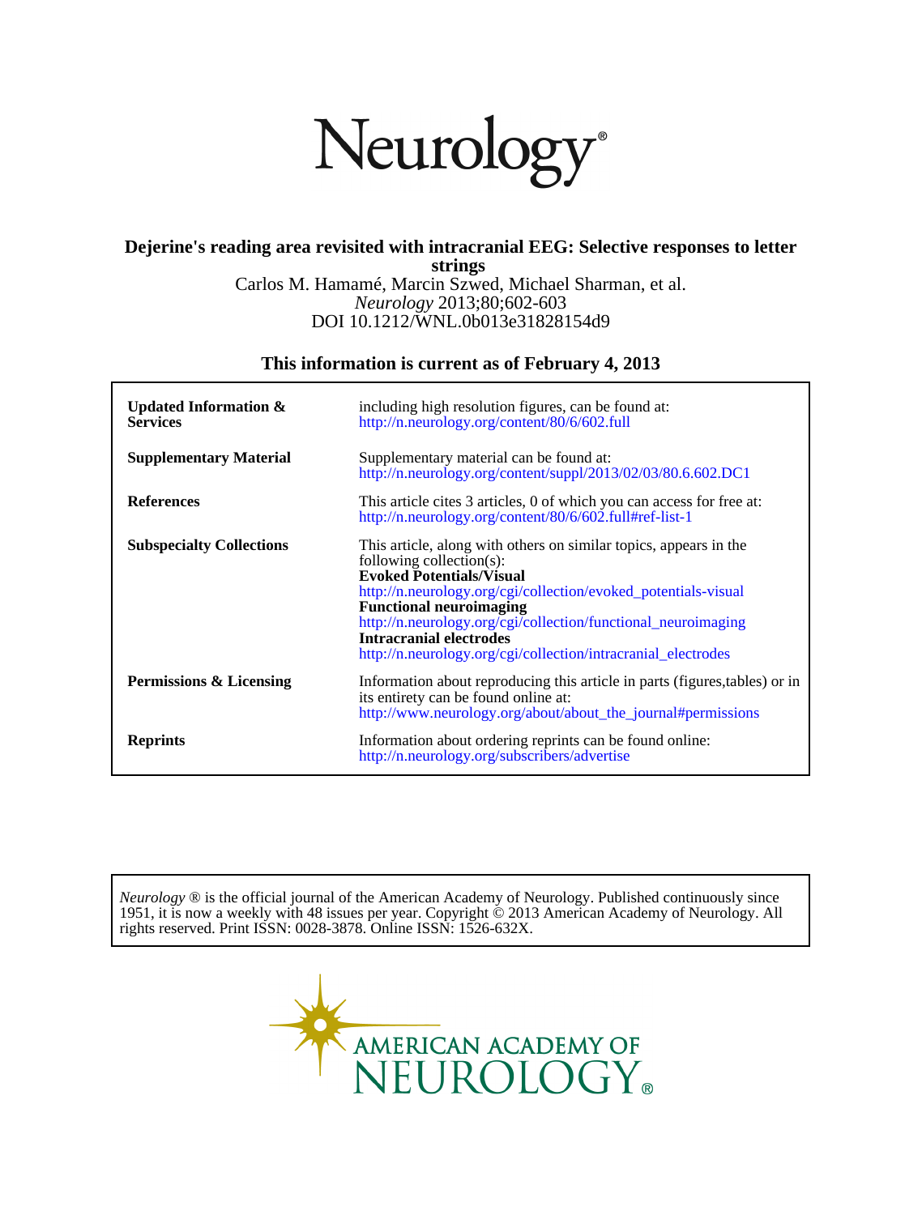# Neurology®

**Dejerine's reading area revisited with intracranial EEG: Selective responses to letter strings**

Carlos M. Hamamé, Marcin Szwed, Michael Sharman, et al.

*Neurology* 2013;80;602-603

DOI 10.1212/WNL.0b013e31828154d9

**This information is current as of February 4, 2013**

| | |
|---|---|
| **Updated Information & Services** | including high resolution figures, can be found at: http://n.neurology.org/content/80/6/602.full |
| **Supplementary Material** | Supplementary material can be found at: http://n.neurology.org/content/suppl/2013/02/03/80.6.602.DC1 |
| **References** | This article cites 3 articles, 0 of which you can access for free at: http://n.neurology.org/content/80/6/602.full#ref-list-1 |
| **Subspecialty Collections** | This article, along with others on similar topics, appears in the following collection(s): **Evoked Potentials/Visual** http://n.neurology.org/cgi/collection/evoked_potentials-visual **Functional neuroimaging** http://n.neurology.org/cgi/collection/functional_neuroimaging **Intracranial electrodes** http://n.neurology.org/cgi/collection/intracranial_electrodes |
| **Permissions & Licensing** | Information about reproducing this article in parts (figures,tables) or in its entirety can be found online at: http://www.neurology.org/about/about_the_journal#permissions |
| **Reprints** | Information about ordering reprints can be found online: http://n.neurology.org/subscribers/advertise |

*Neurology* ® is the official journal of the American Academy of Neurology. Published continuously since 1951, it is now a weekly with 48 issues per year. Copyright © 2013 American Academy of Neurology. All rights reserved. Print ISSN: 0028-3878. Online ISSN: 1526-632X.

AMERICAN ACADEMY OF NEUROLOGY®